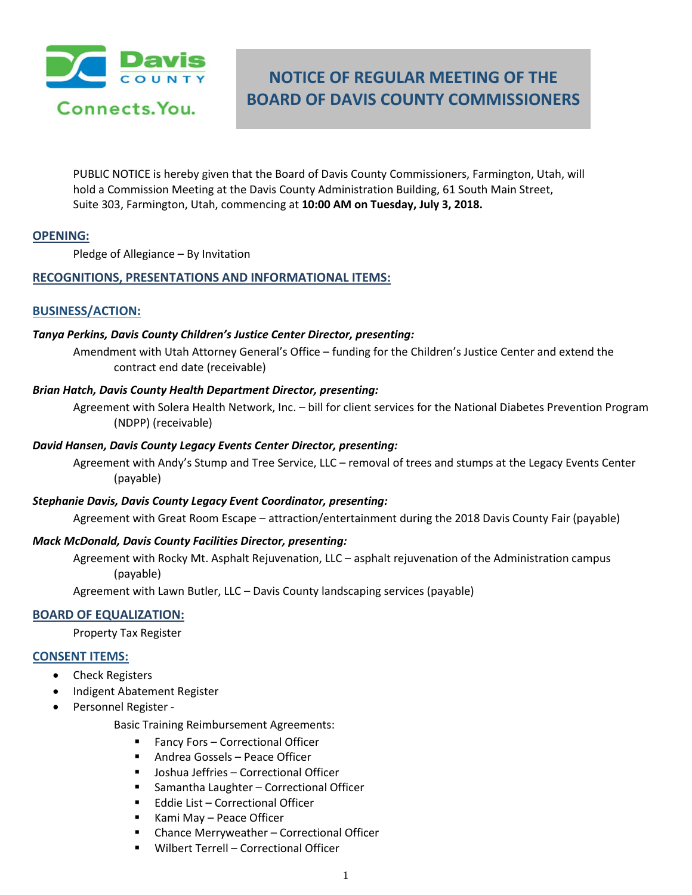Davis COUNTY Connects.You.

# NOTICE OF REGULAR MEETING OF THE BOARD OF DAVIS COUNTY COMMISSIONERS

PUBLIC NOTICE is hereby given that the Board of Davis County Commissioners, Farmington, Utah, will hold a Commission Meeting at the Davis County Administration Building, 61 South Main Street, Suite 303, Farmington, Utah, commencing at **10:00 AM on Tuesday, July 3, 2018.**

## OPENING:

Pledge of Allegiance – By Invitation

## RECOGNITIONS, PRESENTATIONS AND INFORMATIONAL ITEMS:

## BUSINESS/ACTION:

***Tanya Perkins, Davis County Children's Justice Center Director, presenting:***

Amendment with Utah Attorney General's Office – funding for the Children's Justice Center and extend the contract end date (receivable)

***Brian Hatch, Davis County Health Department Director, presenting:***

Agreement with Solera Health Network, Inc. – bill for client services for the National Diabetes Prevention Program (NDPP) (receivable)

***David Hansen, Davis County Legacy Events Center Director, presenting:***

Agreement with Andy's Stump and Tree Service, LLC – removal of trees and stumps at the Legacy Events Center (payable)

***Stephanie Davis, Davis County Legacy Event Coordinator, presenting:***

Agreement with Great Room Escape – attraction/entertainment during the 2018 Davis County Fair (payable)

***Mack McDonald, Davis County Facilities Director, presenting:***

Agreement with Rocky Mt. Asphalt Rejuvenation, LLC – asphalt rejuvenation of the Administration campus (payable)

Agreement with Lawn Butler, LLC – Davis County landscaping services (payable)

## BOARD OF EQUALIZATION:

Property Tax Register

## CONSENT ITEMS:

- Check Registers
- Indigent Abatement Register
- Personnel Register -

  Basic Training Reimbursement Agreements:

  - Fancy Fors – Correctional Officer
  - Andrea Gossels – Peace Officer
  - Joshua Jeffries – Correctional Officer
  - Samantha Laughter – Correctional Officer
  - Eddie List – Correctional Officer
  - Kami May – Peace Officer
  - Chance Merryweather – Correctional Officer
  - Wilbert Terrell – Correctional Officer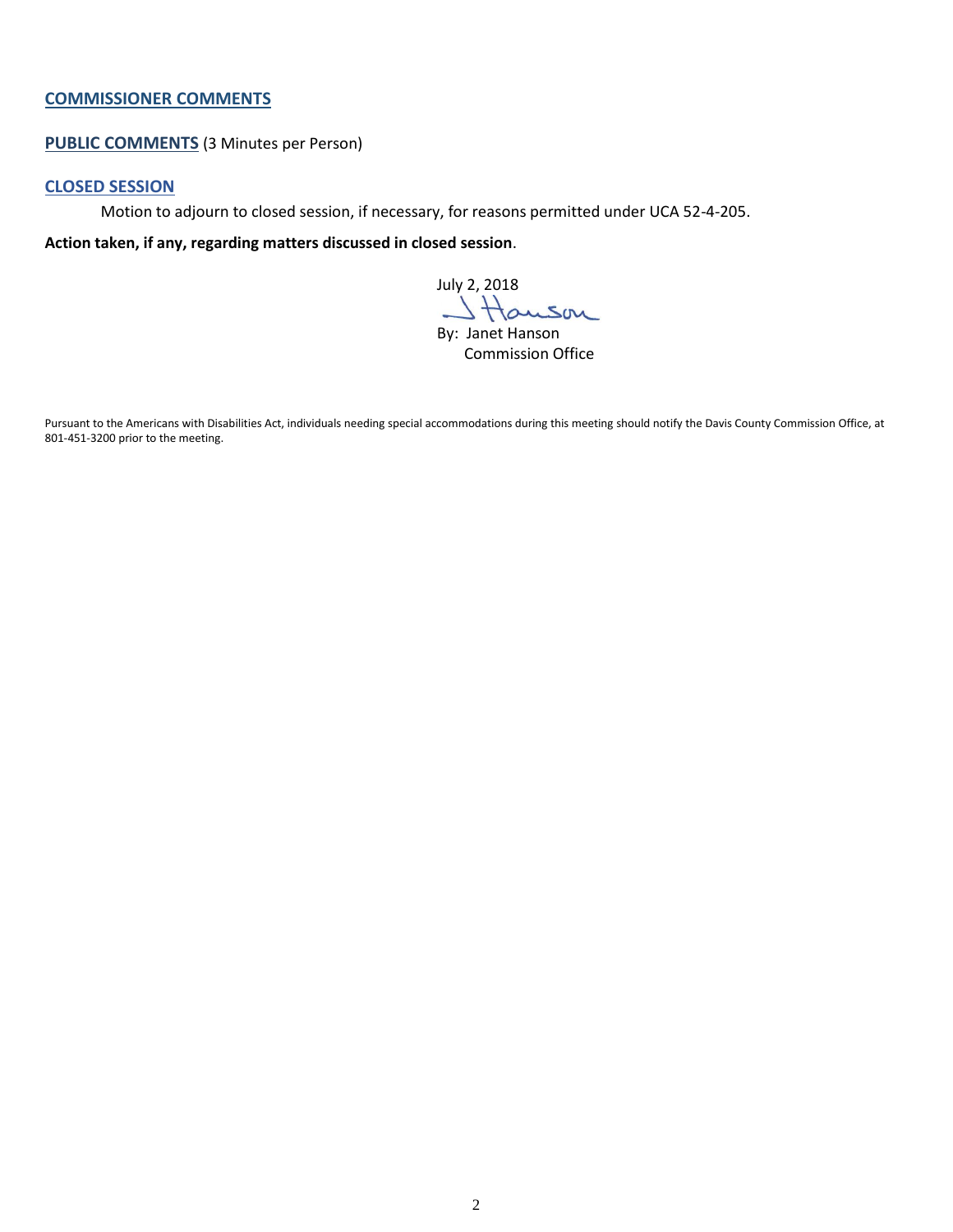## COMMISSIONER COMMENTS

## PUBLIC COMMENTS (3 Minutes per Person)

## CLOSED SESSION

Motion to adjourn to closed session, if necessary, for reasons permitted under UCA 52-4-205.

**Action taken, if any, regarding matters discussed in closed session**.

July 2, 2018

J Hanson

By: Janet Hanson
Commission Office

Pursuant to the Americans with Disabilities Act, individuals needing special accommodations during this meeting should notify the Davis County Commission Office, at 801-451-3200 prior to the meeting.